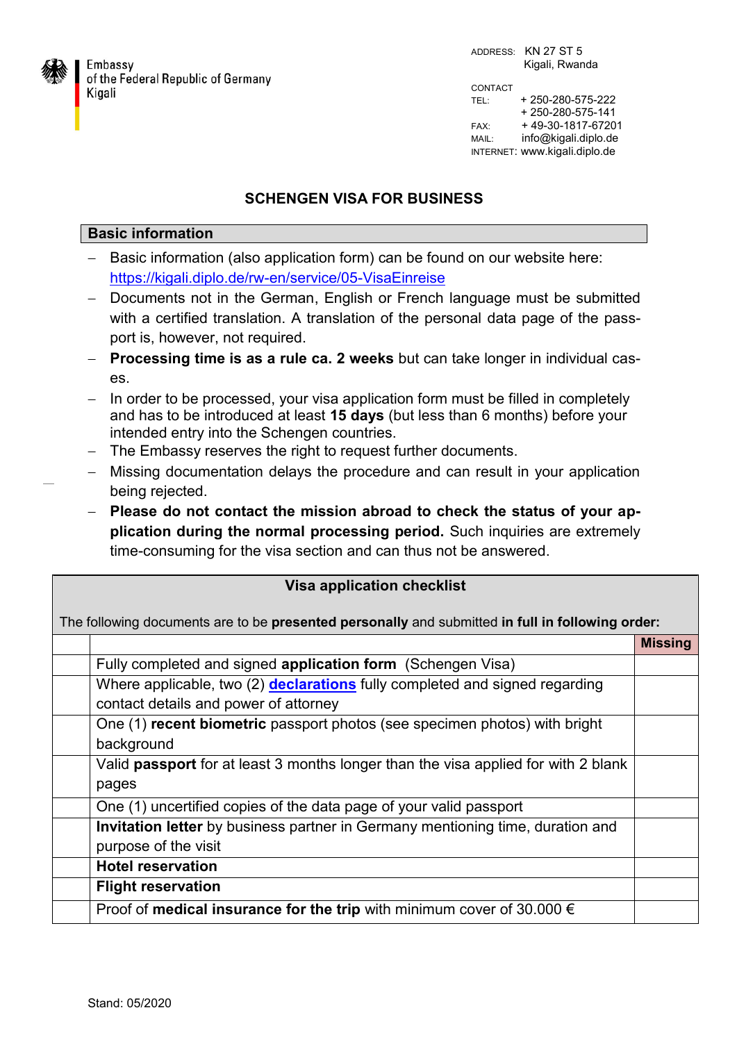Embassy
of the Federal Republic of Germany
Kigali

ADDRESS: KN 27 ST 5
Kigali, Rwanda

CONTACT
TEL: + 250-280-575-222
+ 250-280-575-141
FAX: + 49-30-1817-67201
MAIL: info@kigali.diplo.de
INTERNET: www.kigali.diplo.de

# SCHENGEN VISA FOR BUSINESS

## Basic information

- Basic information (also application form) can be found on our website here: https://kigali.diplo.de/rw-en/service/05-VisaEinreise
- Documents not in the German, English or French language must be submitted with a certified translation. A translation of the personal data page of the passport is, however, not required.
- **Processing time is as a rule ca. 2 weeks** but can take longer in individual cases.
- In order to be processed, your visa application form must be filled in completely and has to be introduced at least **15 days** (but less than 6 months) before your intended entry into the Schengen countries.
- The Embassy reserves the right to request further documents.
- Missing documentation delays the procedure and can result in your application being rejected.
- **Please do not contact the mission abroad to check the status of your application during the normal processing period.** Such inquiries are extremely time-consuming for the visa section and can thus not be answered.

## Visa application checklist

The following documents are to be **presented personally** and submitted **in full in following order:**

| | | **Missing** |
|---|---|---|
| | Fully completed and signed **application form** (Schengen Visa) | |
| | Where applicable, two (2) **declarations** fully completed and signed regarding contact details and power of attorney | |
| | One (1) **recent biometric** passport photos (see specimen photos) with bright background | |
| | Valid **passport** for at least 3 months longer than the visa applied for with 2 blank pages | |
| | One (1) uncertified copies of the data page of your valid passport | |
| | **Invitation letter** by business partner in Germany mentioning time, duration and purpose of the visit | |
| | **Hotel reservation** | |
| | **Flight reservation** | |
| | Proof of **medical insurance for the trip** with minimum cover of 30.000 € | |

Stand: 05/2020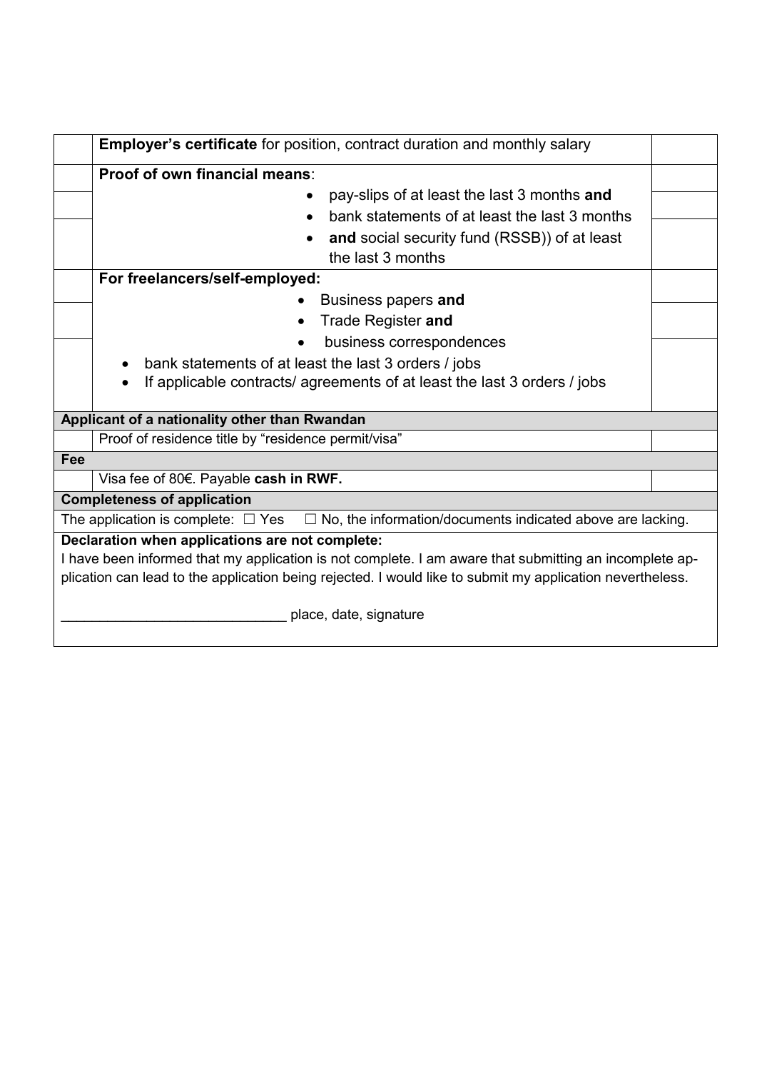| | | |
|---|---|---|
| | **Employer's certificate** for position, contract duration and monthly salary | |
| | **Proof of own financial means**: | |
| | • pay-slips of at least the last 3 months **and** | |
| | • bank statements of at least the last 3 months | |
| | • **and** social security fund (RSSB)) of at least the last 3 months | |
| | **For freelancers/self-employed:** | |
| | • Business papers **and** | |
| | • Trade Register **and** | |
| | • business correspondences<br>• bank statements of at least the last 3 orders / jobs<br>• If applicable contracts/ agreements of at least the last 3 orders / jobs | |
| **Applicant of a nationality other than Rwandan** | | |
| | Proof of residence title by "residence permit/visa" | |
| **Fee** | | |
| | Visa fee of 80€. Payable **cash in RWF.** | |
| **Completeness of application** | | |
| The application is complete: ☐ Yes ☐ No, the information/documents indicated above are lacking. | | |

**Declaration when applications are not complete:**

I have been informed that my application is not complete. I am aware that submitting an incomplete application can lead to the application being rejected. I would like to submit my application nevertheless.

_____________________________ place, date, signature